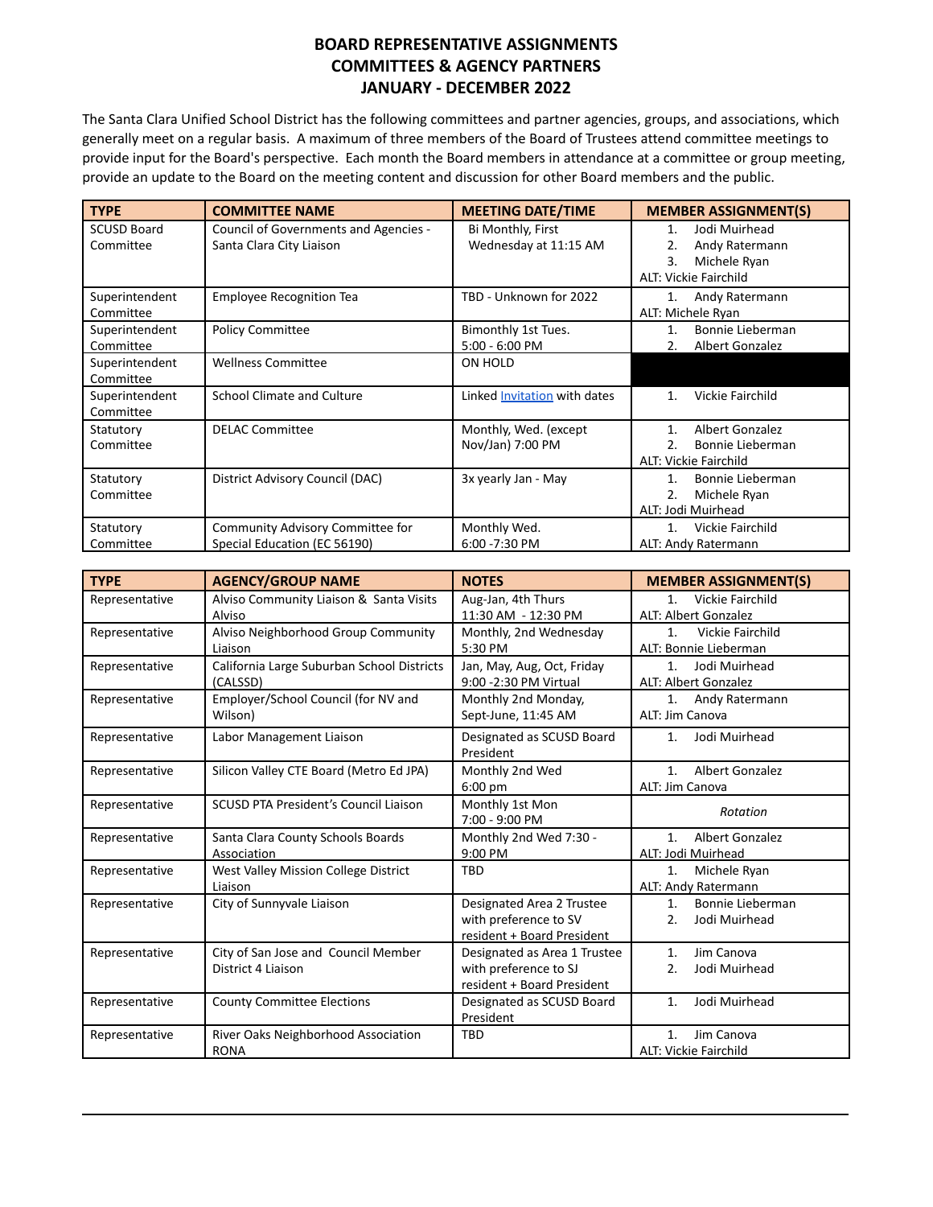# BOARD REPRESENTATIVE ASSIGNMENTS
# COMMITTEES & AGENCY PARTNERS
# JANUARY - DECEMBER 2022

The Santa Clara Unified School District has the following committees and partner agencies, groups, and associations, which generally meet on a regular basis. A maximum of three members of the Board of Trustees attend committee meetings to provide input for the Board's perspective. Each month the Board members in attendance at a committee or group meeting, provide an update to the Board on the meeting content and discussion for other Board members and the public.

| TYPE | COMMITTEE NAME | MEETING DATE/TIME | MEMBER ASSIGNMENT(S) |
|---|---|---|---|
| SCUSD Board Committee | Council of Governments and Agencies - Santa Clara City Liaison | Bi Monthly, First Wednesday at 11:15 AM | 1. Jodi Muirhead<br>2. Andy Ratermann<br>3. Michele Ryan<br>ALT: Vickie Fairchild |
| Superintendent Committee | Employee Recognition Tea | TBD - Unknown for 2022 | 1. Andy Ratermann<br>ALT: Michele Ryan |
| Superintendent Committee | Policy Committee | Bimonthly 1st Tues.<br>5:00 - 6:00 PM | 1. Bonnie Lieberman<br>2. Albert Gonzalez |
| Superintendent Committee | Wellness Committee | ON HOLD | |
| Superintendent Committee | School Climate and Culture | Linked Invitation with dates | 1. Vickie Fairchild |
| Statutory Committee | DELAC Committee | Monthly, Wed. (except Nov/Jan) 7:00 PM | 1. Albert Gonzalez<br>2. Bonnie Lieberman<br>ALT: Vickie Fairchild |
| Statutory Committee | District Advisory Council (DAC) | 3x yearly Jan - May | 1. Bonnie Lieberman<br>2. Michele Ryan<br>ALT: Jodi Muirhead |
| Statutory Committee | Community Advisory Committee for Special Education (EC 56190) | Monthly Wed.<br>6:00 -7:30 PM | 1. Vickie Fairchild<br>ALT: Andy Ratermann |

| TYPE | AGENCY/GROUP NAME | NOTES | MEMBER ASSIGNMENT(S) |
|---|---|---|---|
| Representative | Alviso Community Liaison & Santa Visits Alviso | Aug-Jan, 4th Thurs<br>11:30 AM - 12:30 PM | 1. Vickie Fairchild<br>ALT: Albert Gonzalez |
| Representative | Alviso Neighborhood Group Community Liaison | Monthly, 2nd Wednesday<br>5:30 PM | 1. Vickie Fairchild<br>ALT: Bonnie Lieberman |
| Representative | California Large Suburban School Districts (CALSSD) | Jan, May, Aug, Oct, Friday<br>9:00 -2:30 PM Virtual | 1. Jodi Muirhead<br>ALT: Albert Gonzalez |
| Representative | Employer/School Council (for NV and Wilson) | Monthly 2nd Monday, Sept-June, 11:45 AM | 1. Andy Ratermann<br>ALT: Jim Canova |
| Representative | Labor Management Liaison | Designated as SCUSD Board President | 1. Jodi Muirhead |
| Representative | Silicon Valley CTE Board (Metro Ed JPA) | Monthly 2nd Wed<br>6:00 pm | 1. Albert Gonzalez<br>ALT: Jim Canova |
| Representative | SCUSD PTA President's Council Liaison | Monthly 1st Mon<br>7:00 - 9:00 PM | *Rotation* |
| Representative | Santa Clara County Schools Boards Association | Monthly 2nd Wed 7:30 - 9:00 PM | 1. Albert Gonzalez<br>ALT: Jodi Muirhead |
| Representative | West Valley Mission College District Liaison | TBD | 1. Michele Ryan<br>ALT: Andy Ratermann |
| Representative | City of Sunnyvale Liaison | Designated Area 2 Trustee with preference to SV resident + Board President | 1. Bonnie Lieberman<br>2. Jodi Muirhead |
| Representative | City of San Jose and Council Member District 4 Liaison | Designated as Area 1 Trustee with preference to SJ resident + Board President | 1. Jim Canova<br>2. Jodi Muirhead |
| Representative | County Committee Elections | Designated as SCUSD Board President | 1. Jodi Muirhead |
| Representative | River Oaks Neighborhood Association RONA | TBD | 1. Jim Canova<br>ALT: Vickie Fairchild |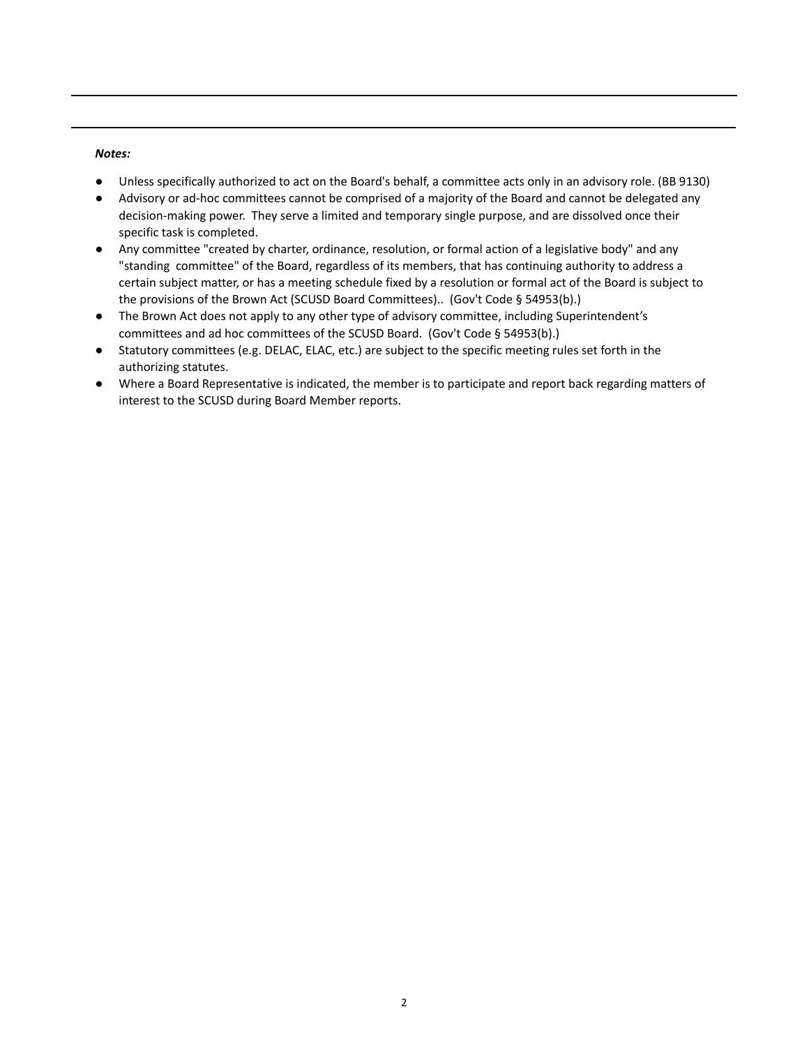***Notes:***

- Unless specifically authorized to act on the Board's behalf, a committee acts only in an advisory role. (BB 9130)
- Advisory or ad-hoc committees cannot be comprised of a majority of the Board and cannot be delegated any decision-making power. They serve a limited and temporary single purpose, and are dissolved once their specific task is completed.
- Any committee "created by charter, ordinance, resolution, or formal action of a legislative body" and any "standing committee" of the Board, regardless of its members, that has continuing authority to address a certain subject matter, or has a meeting schedule fixed by a resolution or formal act of the Board is subject to the provisions of the Brown Act (SCUSD Board Committees).. (Gov't Code § 54953(b).)
- The Brown Act does not apply to any other type of advisory committee, including Superintendent's committees and ad hoc committees of the SCUSD Board. (Gov't Code § 54953(b).)
- Statutory committees (e.g. DELAC, ELAC, etc.) are subject to the specific meeting rules set forth in the authorizing statutes.
- Where a Board Representative is indicated, the member is to participate and report back regarding matters of interest to the SCUSD during Board Member reports.